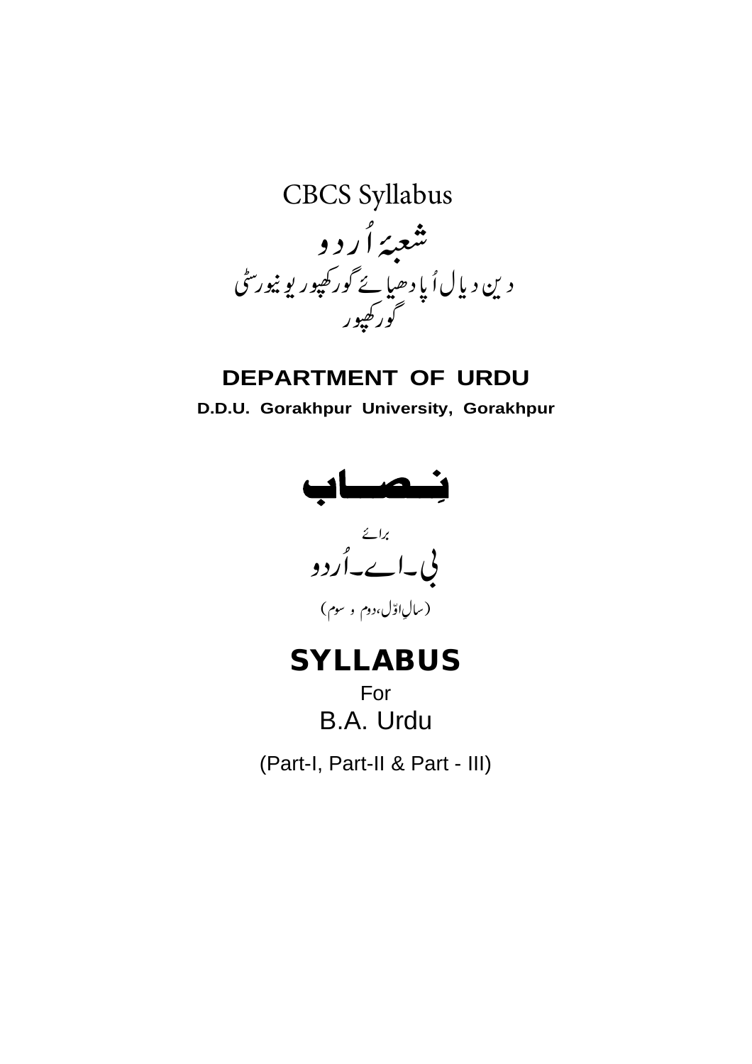CBCS Syllabus

# شعبۂ اُردو

دین دیال اُپادھیائے گورکھپور یونیورسٹی
گورکھپور

**DEPARTMENT OF URDU**

**D.D.U. Gorakhpur University, Gorakhpur**

# نِصاب

برائے

## بی۔اے۔اُردو

(سالِ اوّل، دوم و سوم)

# SYLLABUS

For

## B.A. Urdu

(Part-I, Part-II & Part - III)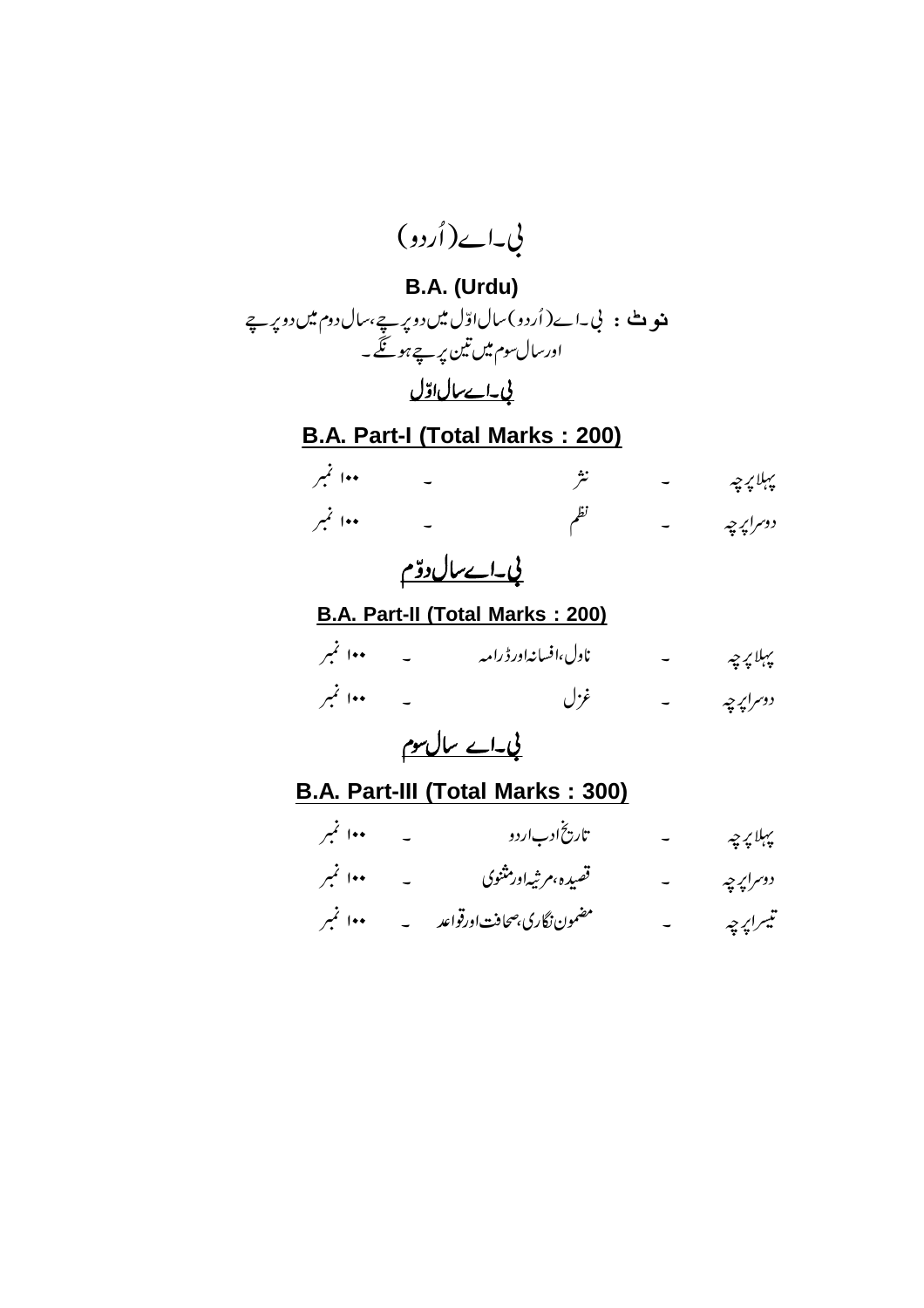# بی۔اے(اُردو)

# B.A. (Urdu)

**نوٹ :** بی۔اے(اُردو) سال اوّل میں دو پرچے، سال دوم میں دو پرچے اور سال سوم میں تین پرچے ہونگے۔

## بی۔اے سال اوّل

## B.A. Part-I (Total Marks : 200)

| | | | | |
|---|---|---|---|---|
| پہلا پرچہ | ۔ | نثر | ۔ | ۱۰۰ نمبر |
| دوسرا پرچہ | ۔ | نظم | ۔ | ۱۰۰ نمبر |

## بی۔اے سال دوّم

## B.A. Part-II (Total Marks : 200)

| | | | | |
|---|---|---|---|---|
| پہلا پرچہ | ۔ | ناول،افسانہ اور ڈرامہ | ۔ | ۱۰۰ نمبر |
| دوسرا پرچہ | ۔ | غزل | ۔ | ۱۰۰ نمبر |

## بی۔اے سال سوم

## B.A. Part-III (Total Marks : 300)

| | | | | |
|---|---|---|---|---|
| پہلا پرچہ | ۔ | تاریخ ادب اردو | ۔ | ۱۰۰ نمبر |
| دوسرا پرچہ | ۔ | قصیدہ،مرثیہ اور مثنوی | ۔ | ۱۰۰ نمبر |
| تیسرا پرچہ | ۔ | مضمون نگاری،صحافت اور قواعد | ۔ | ۱۰۰ نمبر |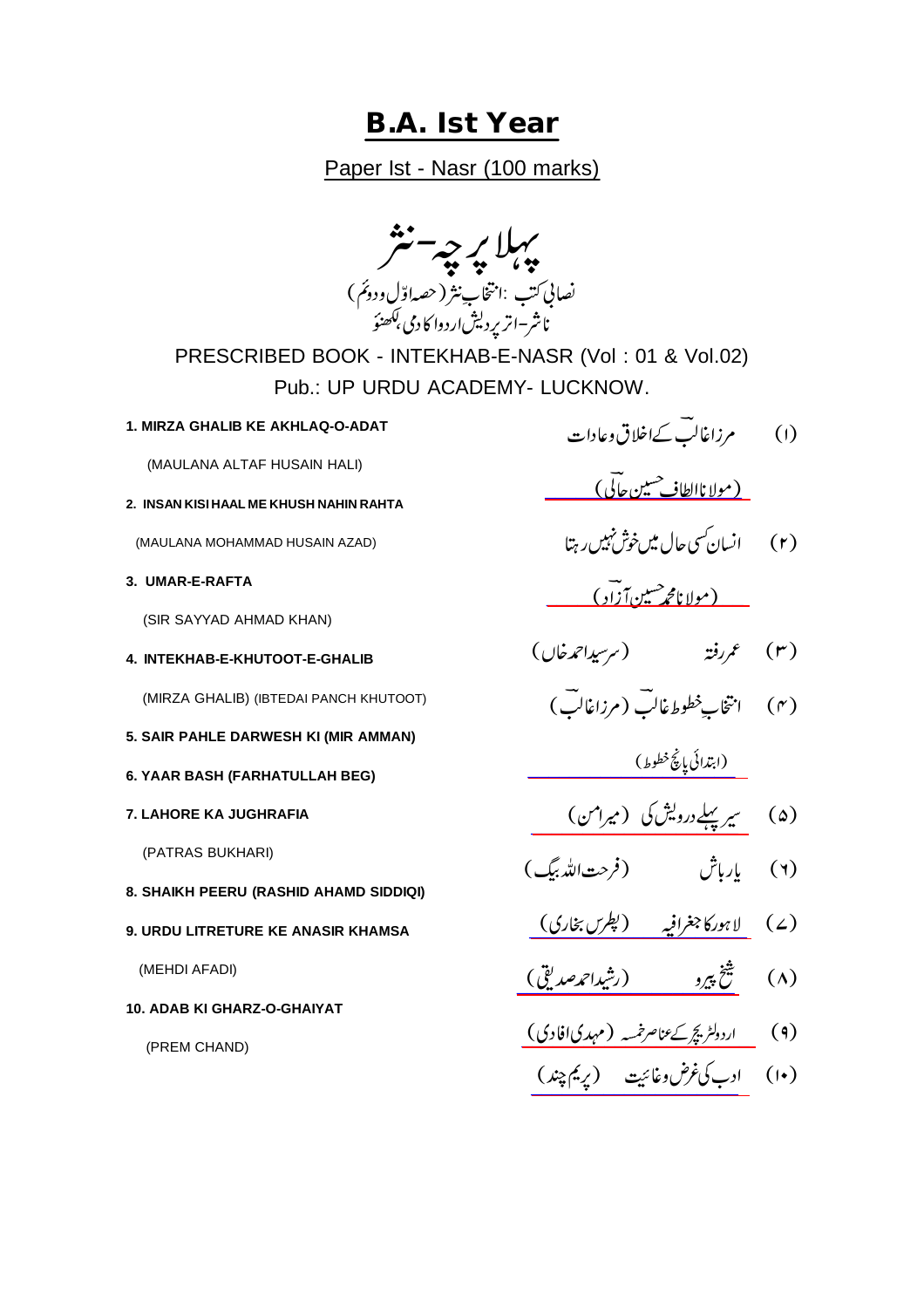# B.A. Ist Year

Paper Ist - Nasr (100 marks)

## پہلا پرچہ-نثر

نصابی کتب :انتخابِ نثر (حصہ اوّل و دوئم)

ناشر-اتر پردیش اردو اکادمی، لکھنؤ

PRESCRIBED BOOK - INTEKHAB-E-NASR (Vol : 01 & Vol.02)

Pub.: UP URDU ACADEMY- LUCKNOW.

1. MIRZA GHALIB KE AKHLAQ-O-ADAT

(MAULANA ALTAF HUSAIN HALI)

2. INSAN KISI HAAL ME KHUSH NAHIN RAHTA

(MAULANA MOHAMMAD HUSAIN AZAD)

3. UMAR-E-RAFTA

(SIR SAYYAD AHMAD KHAN)

4. INTEKHAB-E-KHUTOOT-E-GHALIB

(MIRZA GHALIB) (IBTEDAI PANCH KHUTOOT)

5. SAIR PAHLE DARWESH KI (MIR AMMAN)

6. YAAR BASH (FARHATULLAH BEG)

7. LAHORE KA JUGHRAFIA

(PATRAS BUKHARI)

8. SHAIKH PEERU (RASHID AHAMD SIDDIQI)

9. URDU LITRETURE KE ANASIR KHAMSA

(MEHDI AFADI)

10. ADAB KI GHARZ-O-GHAIYAT

(PREM CHAND)

(۱) مرزا غالبؔ کے اخلاق و عادات

(مولانا الطاف حسین حالیؔ)

(۲) انسان کسی حال میں خوش نہیں رہتا

(مولانا محمد حسین آزادؔ)

(۳) عمر رفتہ (سر سید احمد خاں)

(۴) انتخابِ خطوط غالبؔ (مرزا غالبؔ)

(ابتدائی پانچ خطوط)

(۵) سیر پہلے درویش کی (میر امن)

(۶) یار باش (فرحت اللہ بیگ)

(۷) لاہور کا جغرافیہ (پطرس بخاری)

(۸) شیخ پیرو (رشید احمد صدیقی)

(۹) اردو لٹریچر کے عناصر خمسہ (مہدی افادی)

(۱۰) ادب کی غرض و غائیت (پریم چند)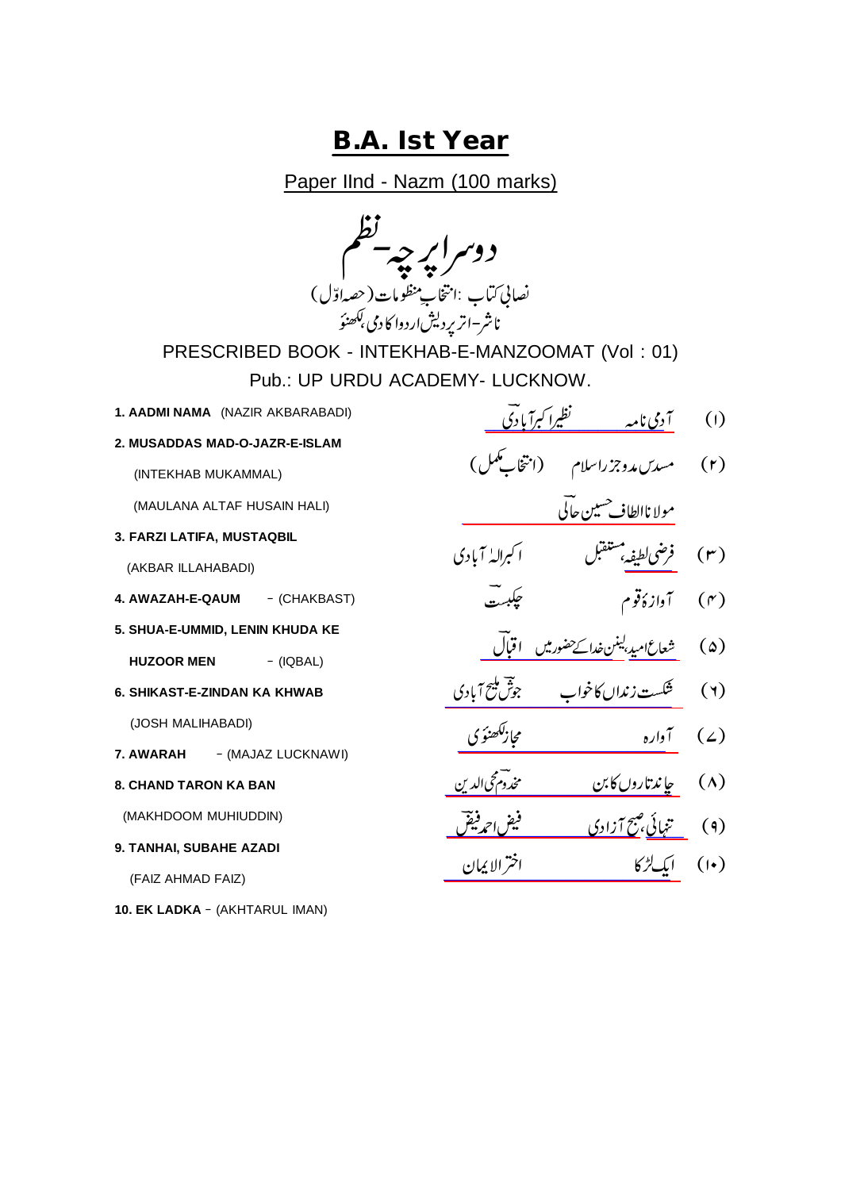# B.A. Ist Year

## Paper IInd - Nazm (100 marks)

## دوسرا پرچہ-نظم

نصابی کتاب :انتخابِ منظومات (حصہ اوّل)

ناشر-اتر پردیش اردو اکادمی، لکھنؤ

PRESCRIBED BOOK - INTEKHAB-E-MANZOOMAT (Vol : 01)

Pub.: UP URDU ACADEMY- LUCKNOW.

1. **AADMI NAMA** (NAZIR AKBARABADI)
2. **MUSADDAS MAD-O-JAZR-E-ISLAM** (INTEKHAB MUKAMMAL) (MAULANA ALTAF HUSAIN HALI)
3. **FARZI LATIFA, MUSTAQBIL** (AKBAR ILLAHABADI)
4. **AWAZAH-E-QAUM** - (CHAKBAST)
5. **SHUA-E-UMMID, LENIN KHUDA KE HUZOOR MEN** - (IQBAL)
6. **SHIKAST-E-ZINDAN KA KHWAB** (JOSH MALIHABADI)
7. **AWARAH** - (MAJAZ LUCKNAWI)
8. **CHAND TARON KA BAN** (MAKHDOOM MUHIUDDIN)
9. **TANHAI, SUBAHE AZADI** (FAIZ AHMAD FAIZ)
10. **EK LADKA** - (AKHTARUL IMAN)

(۱) آدمی نامہ — نظیر اکبرآبادی

(۲) مسدس مدوجزر اسلام (انتخاب مکمل) — مولانا الطاف حسین حالی

(۳) فرضی لطیفہ، مستقبل — اکبرالہٰ آبادی

(۴) آوازۂ قوم — چکبست

(۵) شعاعِ امید، لینن خدا کے حضور میں — اقبال

(۶) شکستِ زنداں کا خواب — جوش ملیح آبادی

(۷) آوارہ — مجاز لکھنوی

(۸) چاند تاروں کا بن — مخدوم محی الدین

(۹) تنہائی، صبح آزادی — فیض احمد فیض

(۱۰) ایک لڑکا — اختر الایمان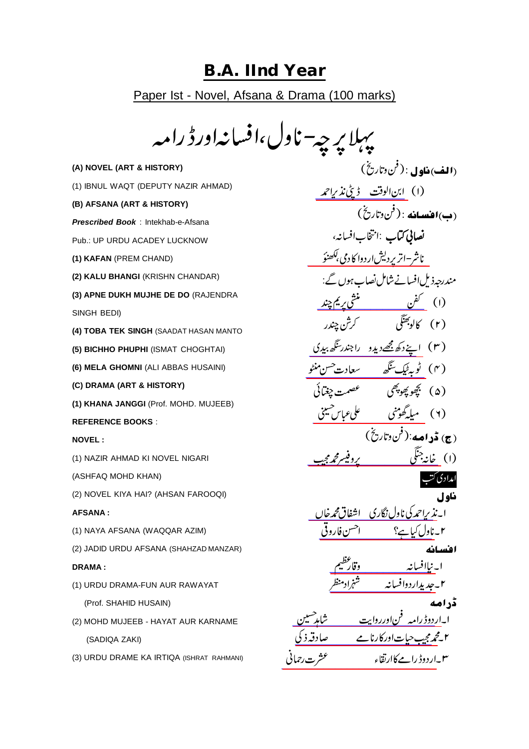# B.A. IInd Year

Paper Ist - Novel, Afsana & Drama (100 marks)

## پہلا پرچہ-ناول،افسانہ اورڈرامہ

| | |
|---|---|
| **(A) NOVEL (ART & HISTORY)** | **(الف) ناول** : (فن وتاریخ) |
| (1) IBNUL WAQT (DEPUTY NAZIR AHMAD) | (۱) ابن الوقت ڈپٹی نذیر احمد |
| **(B) AFSANA (ART & HISTORY)** | **(ب) افسانہ** : (فن وتاریخ) |
| ***Prescribed Book*** : Intekhab-e-Afsana | **نصابی کتاب** : انتخاب افسانہ، |
| Pub.: UP URDU ACADEY LUCKNOW | ناشر-اتر پردیش اردو اکادمی، لکھنؤ |
| | مندرجہ ذیل افسانے شامل نصاب ہوں گے: |
| **(1) KAFAN** (PREM CHAND) | (۱) کفن منشی پریم چند |
| **(2) KALU BHANGI** (KRISHN CHANDAR) | (۲) کالو بھنگی کرشن چندر |
| **(3) APNE DUKH MUJHE DE DO** (RAJENDRA SINGH BEDI) | (۳) اپنے دکھ مجھے دیدو راجندر سنگھ بیدی |
| **(4) TOBA TEK SINGH** (SAADAT HASAN MANTO | (۴) ٹوبہ ٹیک سنگھ سعادت حسن منٹو |
| **(5) BICHHO PHUPHI** (ISMAT CHOGHTAI) | (۵) بچھو پھوپھی عصمت چغتائی |
| **(6) MELA GHOMNI** (ALI ABBAS HUSAINI) | (۶) میلہ گھومنی علی عباس حسینی |
| **(C) DRAMA (ART & HISTORY)** | **(ج) ڈرامہ**: (فن وتاریخ) |
| **(1) KHANA JANGGI** (Prof. MOHD. MUJEEB) | (۱) خانہ جنگی پروفیسر محمد مجیب |
| **REFERENCE BOOKS** : | امدادی کتب |
| **NOVEL :** | **ناول** |
| (1) NAZIR AHMAD KI NOVEL NIGARI (ASHFAQ MOHD KHAN) | ۱۔نذیر احمد کی ناول نگاری اشفاق محمد خاں |
| (2) NOVEL KIYA HAI? (AHSAN FAROOQI) | ۲۔ناول کیا ہے؟ احسن فاروقی |
| **AFSANA :** | **افسانہ** |
| (1) NAYA AFSANA (WAQQAR AZIM) | ۱۔نیا افسانہ وقار عظیم |
| (2) JADID URDU AFSANA (SHAHZAD MANZAR) | ۲۔جدید اردو افسانہ شہزاد منظر |
| **DRAMA :** | **ڈرامہ** |
| (1) URDU DRAMA-FUN AUR RAWAYAT (Prof. SHAHID HUSAIN) | ۱۔اردو ڈرامہ فن اور روایت شاہد حسین |
| (2) MOHD MUJEEB - HAYAT AUR KARNAME (SADIQA ZAKI) | ۲۔محمد مجیب حیات اور کارنامے صادقہ ذکی |
| (3) URDU DRAME KA IRTIQA (ISHRAT RAHMANI) | ۳۔اردو ڈرامے کا ارتقاء عشرت رحمانی |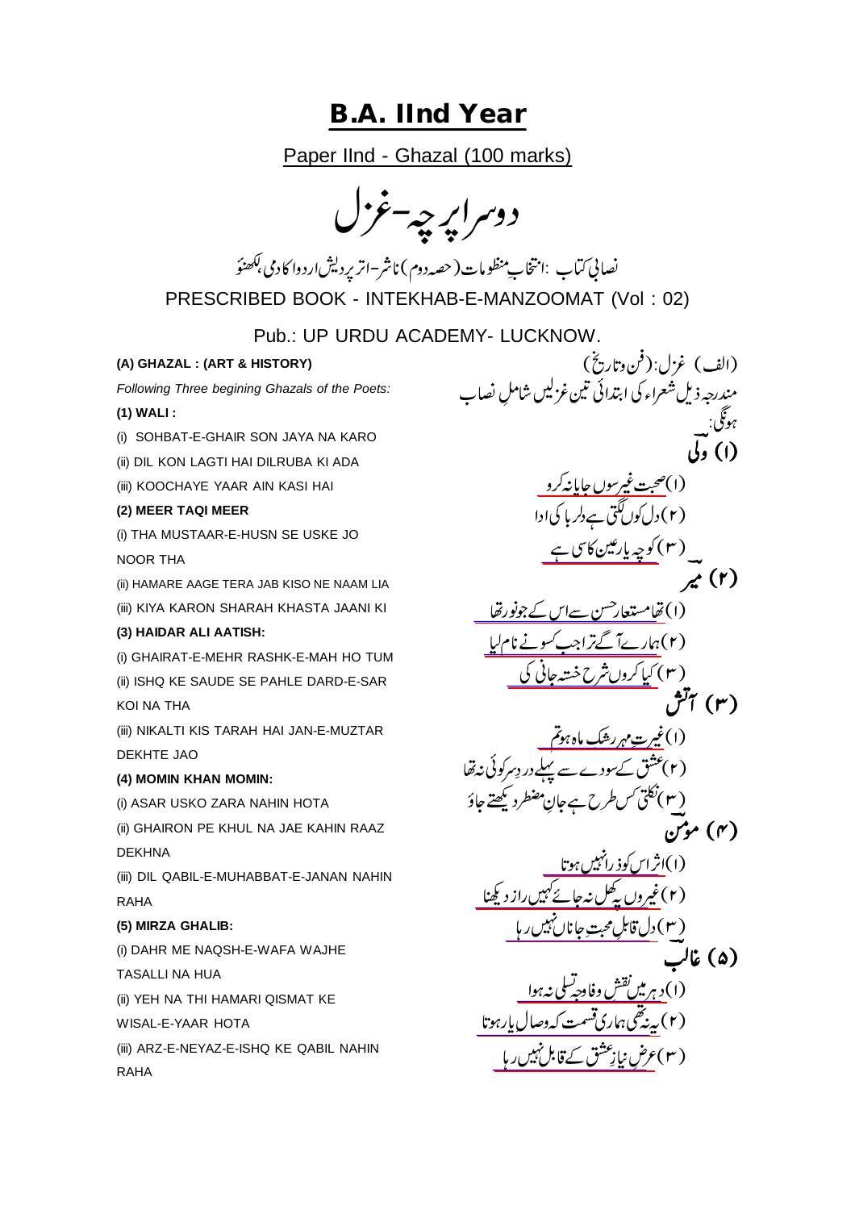# B.A. IInd Year

## Paper IInd - Ghazal (100 marks)

## دوسرا پرچہ-غزل

نصابی کتاب :انتخابِ منظومات (حصہ دوم) ناشر-اتر پردیش اردو اکادمی، لکھنؤ

PRESCRIBED BOOK - INTEKHAB-E-MANZOOMAT (Vol : 02)

Pub.: UP URDU ACADEMY- LUCKNOW.

**(A) GHAZAL : (ART & HISTORY)**

*Following Three begining Ghazals of the Poets:*

**(1) WALI :**

(i) SOHBAT-E-GHAIR SON JAYA NA KARO

(ii) DIL KON LAGTI HAI DILRUBA KI ADA

(iii) KOOCHAYE YAAR AIN KASI HAI

**(2) MEER TAQI MEER**

(i) THA MUSTAAR-E-HUSN SE USKE JO NOOR THA

(ii) HAMARE AAGE TERA JAB KISO NE NAAM LIA

(iii) KIYA KARON SHARAH KHASTA JAANI KI

**(3) HAIDAR ALI AATISH:**

(i) GHAIRAT-E-MEHR RASHK-E-MAH HO TUM

(ii) ISHQ KE SAUDE SE PAHLE DARD-E-SAR KOI NA THA

(iii) NIKALTI KIS TARAH HAI JAN-E-MUZTAR DEKHTE JAO

**(4) MOMIN KHAN MOMIN:**

(i) ASAR USKO ZARA NAHIN HOTA

(ii) GHAIRON PE KHUL NA JAE KAHIN RAAZ DEKHNA

(iii) DIL QABIL-E-MUHABBAT-E-JANAN NAHIN RAHA

**(5) MIRZA GHALIB:**

(i) DAHR ME NAQSH-E-WAFA WAJHE TASALLI NA HUA

(ii) YEH NA THI HAMARI QISMAT KE WISAL-E-YAAR HOTA

(iii) ARZ-E-NEYAZ-E-ISHQ KE QABIL NAHIN RAHA

**(الف) غزل: (فن وتاریخ)**

مندرجہ ذیل شعراء کی ابتدائی تین غزلیں شاملِ نصاب ہونگی:

**(۱) ولی**

(۱) صحبت غیر سوں جایا نہ کرو

(۲) دل کوں لگتی ہے دلربا کی ادا

(۳) کوچہ یار عین کاسی ہے

**(۲) میر**

(۱) تھا مستعار حسن سے اس کے جو نور تھا

(۲) ہمارے آگے ترا جب کسو نے نام لیا

(۳) کیا کروں شرح خستہ جانی کی

**(۳) آتش**

(۱) غیرتِ مہر رشکِ ماہ ہو تم

(۲) عشق کے سودے سے پہلے دردِ سر کوئی نہ تھا

(۳) نکلتی کس طرح ہے جانِ مضطر دیکھتے جاؤ

**(۴) مومن**

(۱) اثر اس کو ذرا نہیں ہوتا

(۲) غیروں پہ کھل نہ جائے کہیں راز دیکھنا

(۳) دل قابلِ محبتِ جاناں نہیں رہا

**(۵) غالب**

(۱) دہر میں نقش وفا وجہ تسلی نہ ہوا

(۲) یہ نہ تھی ہماری قسمت کہ وصالِ یار ہوتا

(۳) عرضِ نیازِ عشق کے قابل نہیں رہا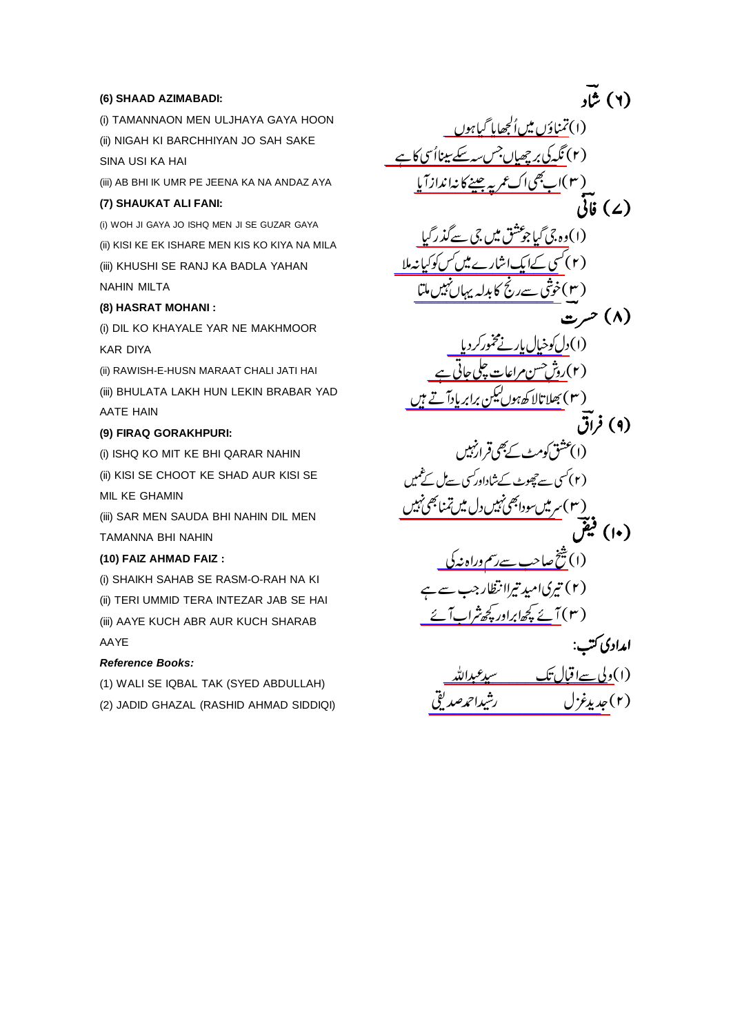**(6) SHAAD AZIMABADI:**

(i) TAMANNAON MEN ULJHAYA GAYA HOON

(ii) NIGAH KI BARCHHIYAN JO SAH SAKE SINA USI KA HAI

(iii) AB BHI IK UMR PE JEENA KA NA ANDAZ AYA

**(7) SHAUKAT ALI FANI:**

(i) WOH JI GAYA JO ISHQ MEN JI SE GUZAR GAYA

(ii) KISI KE EK ISHARE MEN KIS KO KIYA NA MILA

(iii) KHUSHI SE RANJ KA BADLA YAHAN NAHIN MILTA

**(8) HASRAT MOHANI :**

(i) DIL KO KHAYALE YAR NE MAKHMOOR KAR DIYA

(ii) RAWISH-E-HUSN MARAAT CHALI JATI HAI

(iii) BHULATA LAKH HUN LEKIN BRABAR YAD AATE HAIN

**(9) FIRAQ GORAKHPURI:**

(i) ISHQ KO MIT KE BHI QARAR NAHIN

(ii) KISI SE CHOOT KE SHAD AUR KISI SE MIL KE GHAMIN

(iii) SAR MEN SAUDA BHI NAHIN DIL MEN TAMANNA BHI NAHIN

**(10) FAIZ AHMAD FAIZ :**

(i) SHAIKH SAHAB SE RASM-O-RAH NA KI

(ii) TERI UMMID TERA INTEZAR JAB SE HAI

(iii) AAYE KUCH ABR AUR KUCH SHARAB AAYE

***Reference Books:***

(1) WALI SE IQBAL TAK (SYED ABDULLAH)

(2) JADID GHAZAL (RASHID AHMAD SIDDIQI)

**(۶) شادؔ**

(۱) تمناؤں میں اُلجھایا گیا ہوں

(۲) نگہ کی برچھیاں جس سہ سکے سینا اُسی کا ہے

(۳) اب بھی اک عمر پہ جینے کا نہ انداز آیا

**(۷) فانیؔ**

(۱) وہ جی گیا جو عشق میں جی سے گذر گیا

(۲) کسی کے ایک اشارے میں کس کو کیا نہ ملا

(۳) خوشی سے رنج کا بدلہ یہاں نہیں ملتا

**(۸) حسرتؔ**

(۱) دل کو خیالِ یار نے مخمور کر دیا

(۲) روشِ حسن مراعات چلی جاتی ہے

(۳) بھلاتا لاکھ ہوں لیکن برابر یاد آتے ہیں

**(۹) فراقؔ**

(۱) عشق کو مٹ کے بھی قرار نہیں

(۲) کسی سے چھوٹ کے شاد اور کسی سے مل کے غمیں

(۳) سر میں سودا بھی نہیں دل میں تمنا بھی نہیں

**(۱۰) فیضؔ**

(۱) شیخ صاحب سے رسم وراہ نہ کی

(۲) تیری امید تیرا انتظار جب سے ہے

(۳) آئے کچھ ابر اور کچھ شراب آئے

**امدادی کتب:**

(۱) ولی سے اقبال تک — سید عبداللہ

(۲) جدید غزل — رشید احمد صدیقی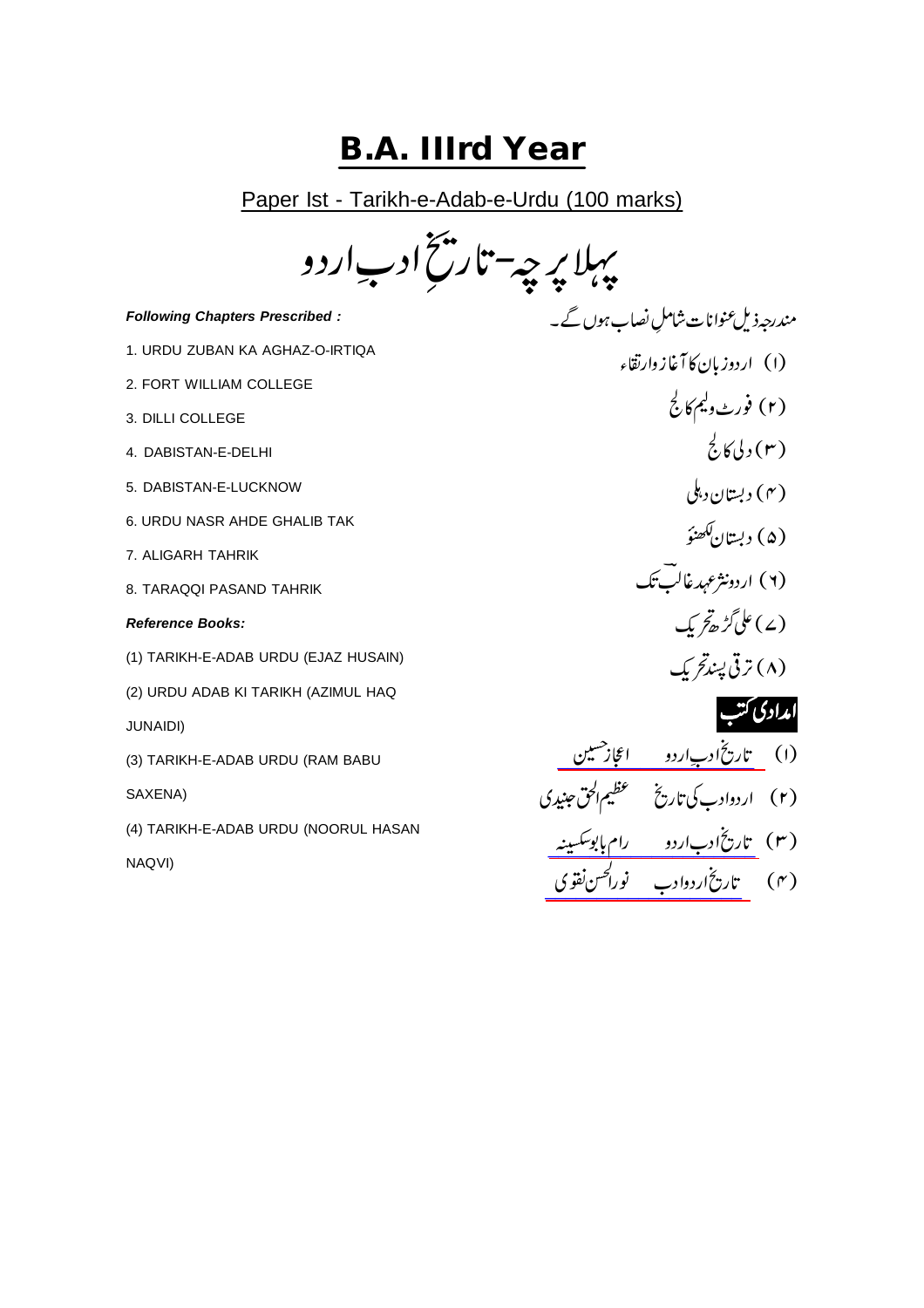# B.A. IIIrd Year

Paper Ist - Tarikh-e-Adab-e-Urdu (100 marks)

## پہلا پرچہ-تاریخِ ادبِ اردو

***Following Chapters Prescribed :***

مندرجہ ذیل عنوانات شاملِ نصاب ہوں گے۔

1. URDU ZUBAN KA AGHAZ-O-IRTIQA
2. FORT WILLIAM COLLEGE
3. DILLI COLLEGE
4. DABISTAN-E-DELHI
5. DABISTAN-E-LUCKNOW
6. URDU NASR AHDE GHALIB TAK
7. ALIGARH TAHRIK
8. TARAQQI PASAND TAHRIK

(۱) اردو زبان کا آغاز وارتقاء

(۲) فورٹ ولیم کالج

(۳) دلی کالج

(۴) دبستان دہلی

(۵) دبستان لکھنؤ

(۶) اردو نثر عہد غالبؔ تک

(۷) علی گڑھ تحریک

(۸) ترقی پسند تحریک

***Reference Books:***

(1) TARIKH-E-ADAB URDU (EJAZ HUSAIN)

(2) URDU ADAB KI TARIKH (AZIMUL HAQ JUNAIDI)

(3) TARIKH-E-ADAB URDU (RAM BABU SAXENA)

(4) TARIKH-E-ADAB URDU (NOORUL HASAN NAQVI)

**امدادی کتب**

(۱) تاریخ ادبِ اردو اعجاز حسین

(۲) اردو ادب کی تاریخ عظیم الحق جنیدی

(۳) تاریخ ادبِ اردو رام بابو سکسینہ

(۴) تاریخ اردو ادب نورالحسن نقوی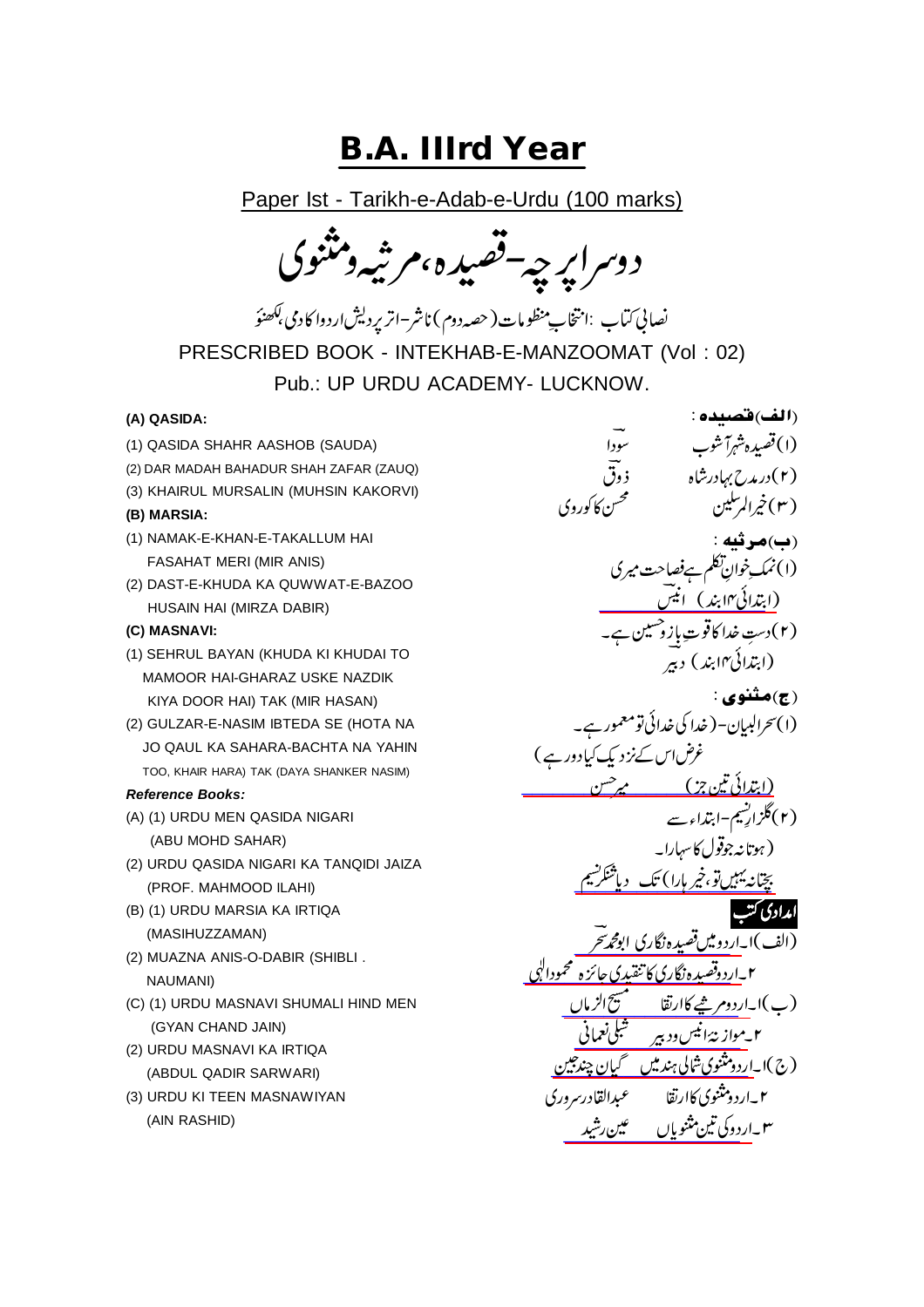# B.A. IIIrd Year

Paper Ist - Tarikh-e-Adab-e-Urdu (100 marks)

## دوسرا پرچہ-قصیدہ، مرثیہ ومثنوی

نصابی کتاب :انتخابِ منظومات (حصہ دوم) ناشر-اتر پردیش اردو اکادمی، لکھنؤ

PRESCRIBED BOOK - INTEKHAB-E-MANZOOMAT (Vol : 02)

Pub.: UP URDU ACADEMY- LUCKNOW.

**(A) QASIDA:**

(1) QASIDA SHAHR AASHOB (SAUDA)

(2) DAR MADAH BAHADUR SHAH ZAFAR (ZAUQ)

(3) KHAIRUL MURSALIN (MUHSIN KAKORVI)

**(B) MARSIA:**

(1) NAMAK-E-KHAN-E-TAKALLUM HAI FASAHAT MERI (MIR ANIS)

(2) DAST-E-KHUDA KA QUWWAT-E-BAZOO HUSAIN HAI (MIRZA DABIR)

**(C) MASNAVI:**

(1) SEHRUL BAYAN (KHUDA KI KHUDAI TO MAMOOR HAI-GHARAZ USKE NAZDIK KIYA DOOR HAI) TAK (MIR HASAN)

(2) GULZAR-E-NASIM IBTEDA SE (HOTA NA JO QAUL KA SAHARA-BACHTA NA YAHIN TOO, KHAIR HARA) TAK (DAYA SHANKER NASIM)

***Reference Books:***

(A) (1) URDU MEN QASIDA NIGARI (ABU MOHD SAHAR)

(2) URDU QASIDA NIGARI KA TANQIDI JAIZA (PROF. MAHMOOD ILAHI)

(B) (1) URDU MARSIA KA IRTIQA (MASIHUZZAMAN)

(2) MUAZNA ANIS-O-DABIR (SHIBLI . NAUMANI)

(C) (1) URDU MASNAVI SHUMALI HIND MEN (GYAN CHAND JAIN)

(2) URDU MASNAVI KA IRTIQA (ABDUL QADIR SARWARI)

(3) URDU KI TEEN MASNAWIYAN (AIN RASHID)

**(الف) قصیدہ :**

(۱) قصیدہ شہر آشوب — سودا

(۲) درمدح بہادر شاہ — ذوق

(۳) خیر المرسلین — محسن کاکوروی

**(ب) مرثیہ :**

(۱) نمکِ خوانِ تکلم ہے فصاحت میری (ابتدائی ۱۴ بند) انیس

(۲) دستِ خدا کا قوتِ بازو حسین ہے۔ (ابتدائی ۱۴ بند) دبیر

**(ج) مثنوی :**

(۱) سحر البیان-(خدا کی خدائی تو معمور ہے۔ غرض اس کے نزدیک کیا دور ہے) (ابتدائی تین جز) میر حسن

(۲) گلزارِ نسیم-ابتداء سے (ہوتا نہ جو قول کا سہارا۔ بچتا نہ یہیں تو، خیر ہارا) تک دیا شنکر نسیم

**امدادی کتب**

(الف) ۱۔اردو میں قصیدہ نگاری ابو محمد سحر

۲۔اردو قصیدہ نگاری کا تنقیدی جائزہ محمود الٰہی

(ب) ۱۔اردو مرثیے کا ارتقا مسیح الزماں

۲۔موازنۂ انیس و دبیر شبلی نعمانی

(ج) ۱۔اردو مثنوی شمالی ہند میں گیان چند جین

۲۔اردو مثنوی کا ارتقا عبدالقادر سروری

۳۔اردو کی تین مثنویاں عین رشید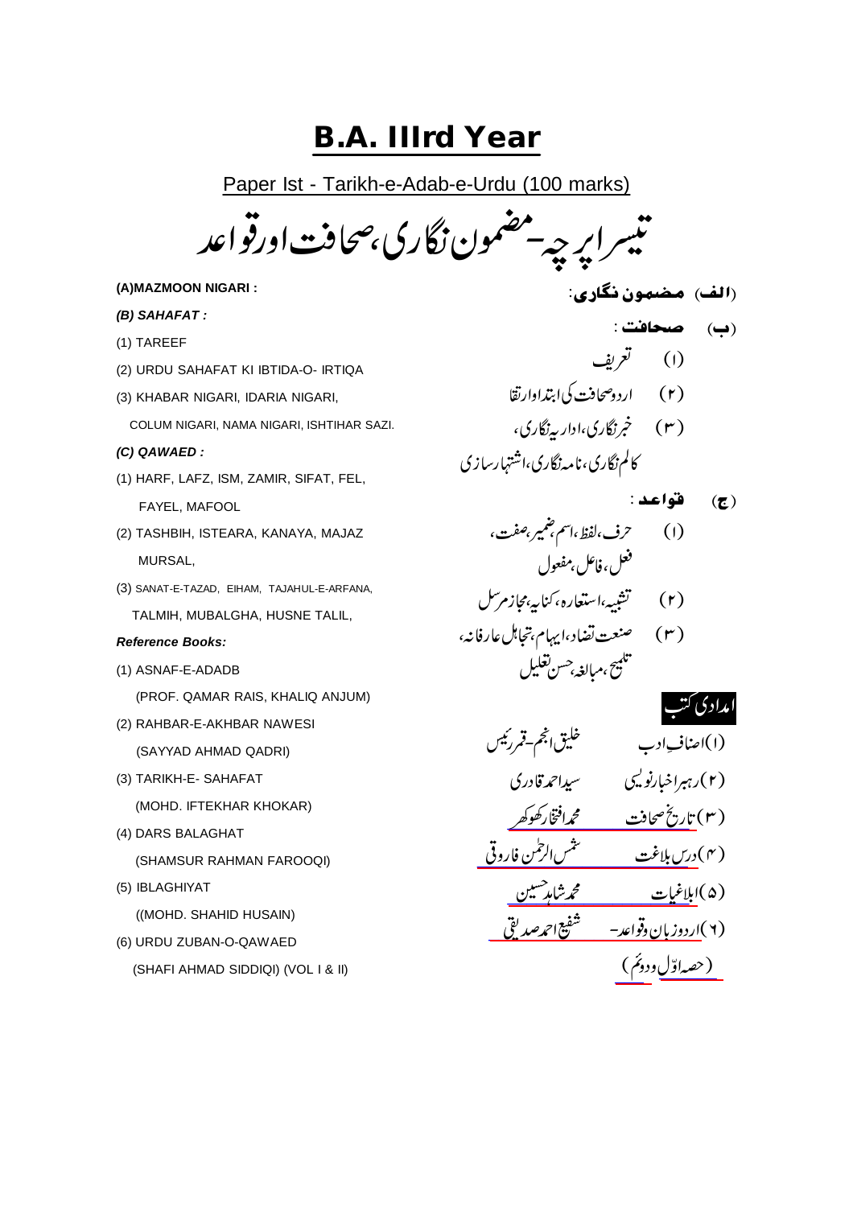# B.A. IIIrd Year

Paper Ist - Tarikh-e-Adab-e-Urdu (100 marks)

## تیسرا پرچہ۔مضمون نگاری،صحافت اور قواعد

**(A)MAZMOON NIGARI :**

***(B) SAHAFAT :***

(1) TAREEF

(2) URDU SAHAFAT KI IBTIDA-O- IRTIQA

(3) KHABAR NIGARI, IDARIA NIGARI, COLUM NIGARI, NAMA NIGARI, ISHTIHAR SAZI.

***(C) QAWAED :***

(1) HARF, LAFZ, ISM, ZAMIR, SIFAT, FEL, FAYEL, MAFOOL

(2) TASHBIH, ISTEARA, KANAYA, MAJAZ MURSAL,

(3) SANAT-E-TAZAD, EIHAM, TAJAHUL-E-ARFANA, TALMIH, MUBALGHA, HUSNE TALIL,

***Reference Books:***

(1) ASNAF-E-ADADB
(PROF. QAMAR RAIS, KHALIQ ANJUM)

(2) RAHBAR-E-AKHBAR NAWESI
(SAYYAD AHMAD QADRI)

(3) TARIKH-E- SAHAFAT
(MOHD. IFTEKHAR KHOKAR)

(4) DARS BALAGHAT
(SHAMSUR RAHMAN FAROOQI)

(5) IBLAGHIYAT
((MOHD. SHAHID HUSAIN)

(6) URDU ZUBAN-O-QAWAED
(SHAFI AHMAD SIDDIQI) (VOL I & II)

**(الف) مضمون نگاری:**

**(ب) صحافت :**

(۱) تعریف

(۲) اردو صحافت کی ابتدا و ارتقا

(۳) خبر نگاری، اداریہ نگاری، کالم نگاری، نامہ نگاری، اشتہار سازی

**(ج) قواعد :**

(۱) حرف، لفظ، اسم، ضمیر، صفت، فعل، فاعل، مفعول

(۲) تشبیہ، استعارہ، کنایہ، مجاز مرسل

(۳) صنعت تضاد، ایہام، تجاہل عارفانہ، تلمیح، مبالغہ، حسن تعلیل

**امدادی کتب**

(۱) اصنافِ ادب — خلیق انجم۔قمر رئیس

(۲) رہبر اخبار نویسی — سید احمد قادری

(۳) تاریخ صحافت — محمد افتخار کھوکھر

(۴) درس بلاغت — شمس الرحمٰن فاروقی

(۵) ابلاغیات — محمد شاہد حسین

(۶) اردو زبان و قواعد۔ — شفیع احمد صدیقی (حصہ اوّل و دوئم)